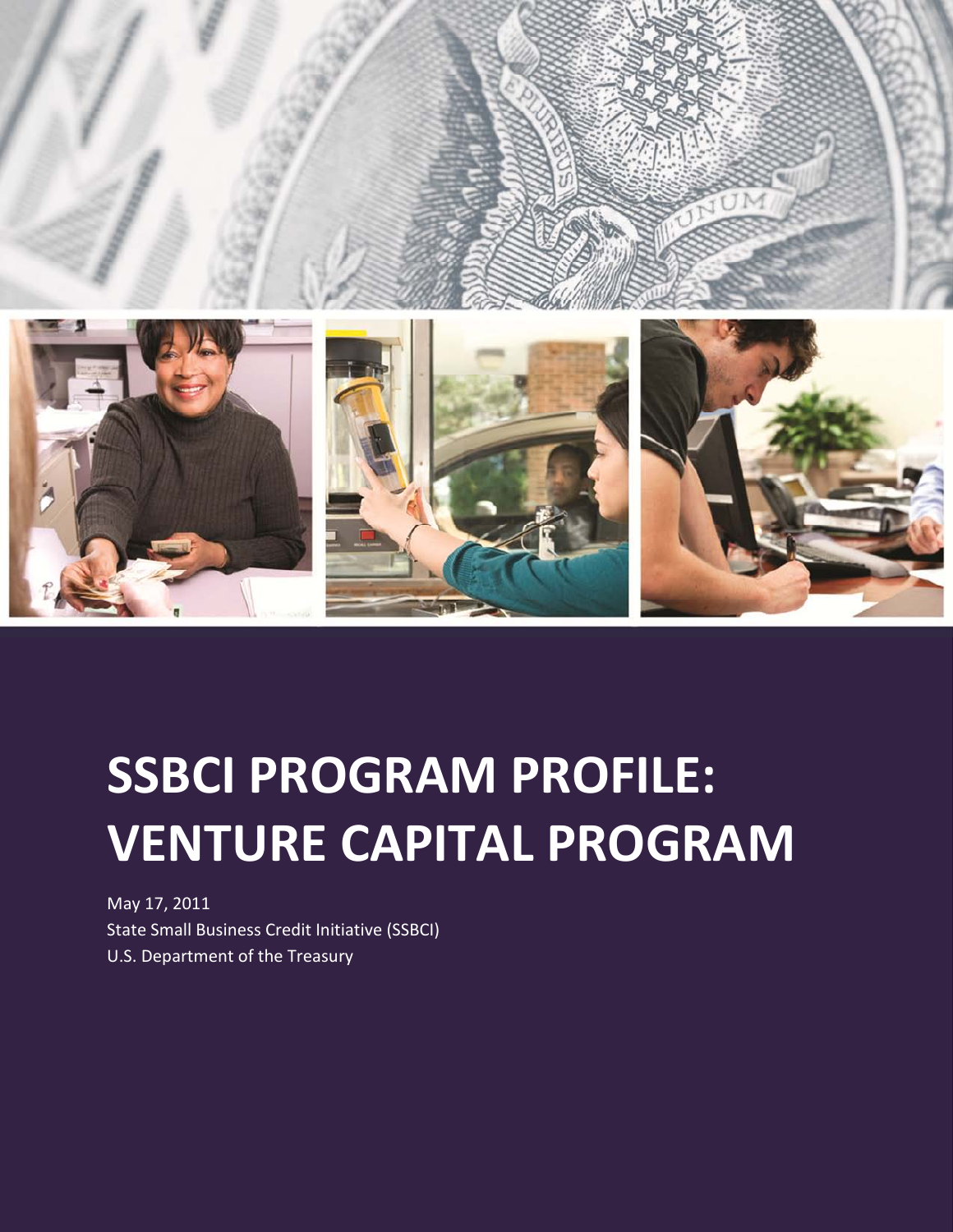# SSBCI PROGRAM PROFILE: VENTURE CAPITAL PROGRAM

May 17, 2011

State Small Business Credit Initiative (SSBCI)

U.S. Department of the Treasury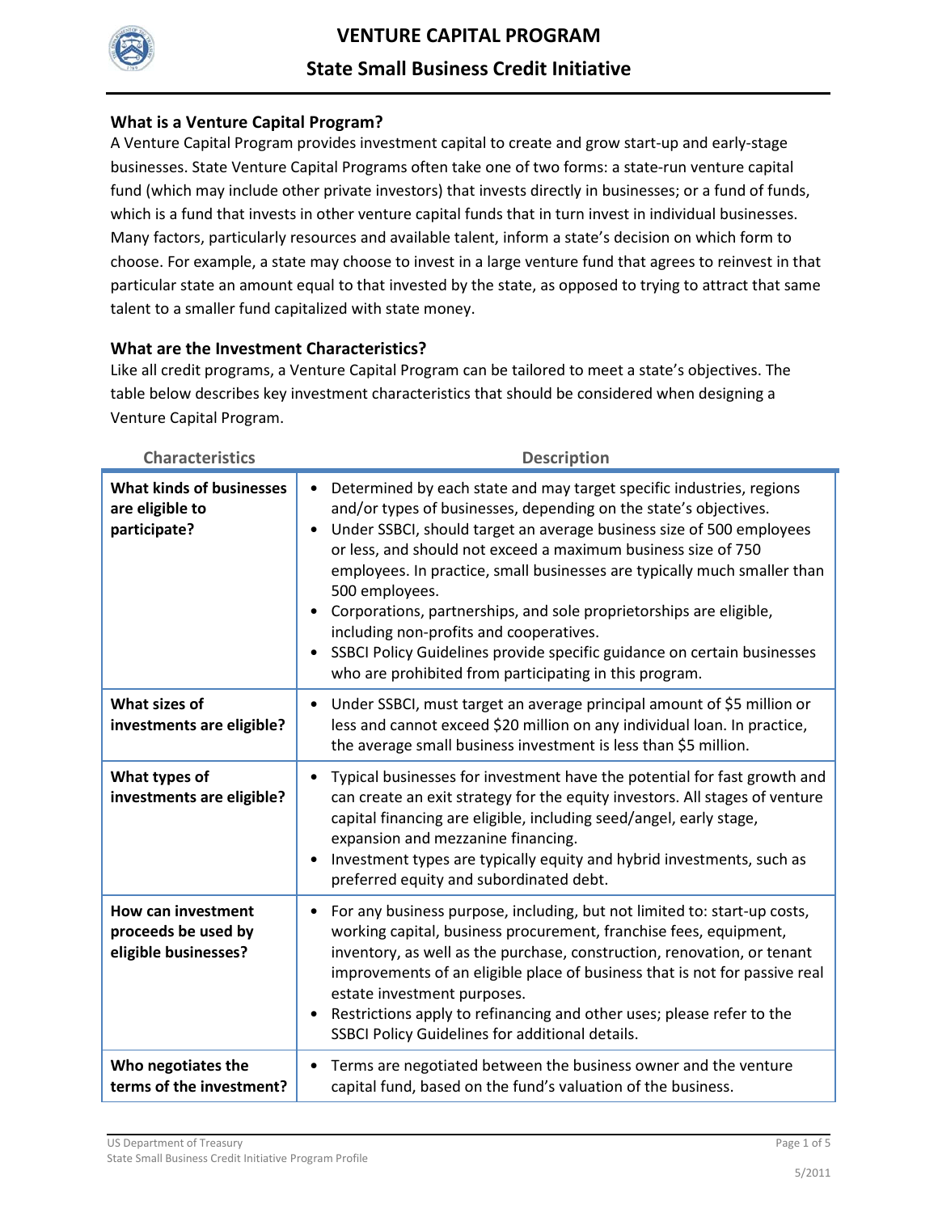# VENTURE CAPITAL PROGRAM

## State Small Business Credit Initiative

### What is a Venture Capital Program?

A Venture Capital Program provides investment capital to create and grow start-up and early-stage businesses. State Venture Capital Programs often take one of two forms: a state-run venture capital fund (which may include other private investors) that invests directly in businesses; or a fund of funds, which is a fund that invests in other venture capital funds that in turn invest in individual businesses. Many factors, particularly resources and available talent, inform a state's decision on which form to choose. For example, a state may choose to invest in a large venture fund that agrees to reinvest in that particular state an amount equal to that invested by the state, as opposed to trying to attract that same talent to a smaller fund capitalized with state money.

### What are the Investment Characteristics?

Like all credit programs, a Venture Capital Program can be tailored to meet a state's objectives. The table below describes key investment characteristics that should be considered when designing a Venture Capital Program.

| Characteristics | Description |
|---|---|
| **What kinds of businesses are eligible to participate?** | • Determined by each state and may target specific industries, regions and/or types of businesses, depending on the state's objectives.<br>• Under SSBCI, should target an average business size of 500 employees or less, and should not exceed a maximum business size of 750 employees. In practice, small businesses are typically much smaller than 500 employees.<br>• Corporations, partnerships, and sole proprietorships are eligible, including non-profits and cooperatives.<br>• SSBCI Policy Guidelines provide specific guidance on certain businesses who are prohibited from participating in this program. |
| **What sizes of investments are eligible?** | • Under SSBCI, must target an average principal amount of $5 million or less and cannot exceed $20 million on any individual loan. In practice, the average small business investment is less than $5 million. |
| **What types of investments are eligible?** | • Typical businesses for investment have the potential for fast growth and can create an exit strategy for the equity investors. All stages of venture capital financing are eligible, including seed/angel, early stage, expansion and mezzanine financing.<br>• Investment types are typically equity and hybrid investments, such as preferred equity and subordinated debt. |
| **How can investment proceeds be used by eligible businesses?** | • For any business purpose, including, but not limited to: start-up costs, working capital, business procurement, franchise fees, equipment, inventory, as well as the purchase, construction, renovation, or tenant improvements of an eligible place of business that is not for passive real estate investment purposes.<br>• Restrictions apply to refinancing and other uses; please refer to the SSBCI Policy Guidelines for additional details. |
| **Who negotiates the terms of the investment?** | • Terms are negotiated between the business owner and the venture capital fund, based on the fund's valuation of the business. |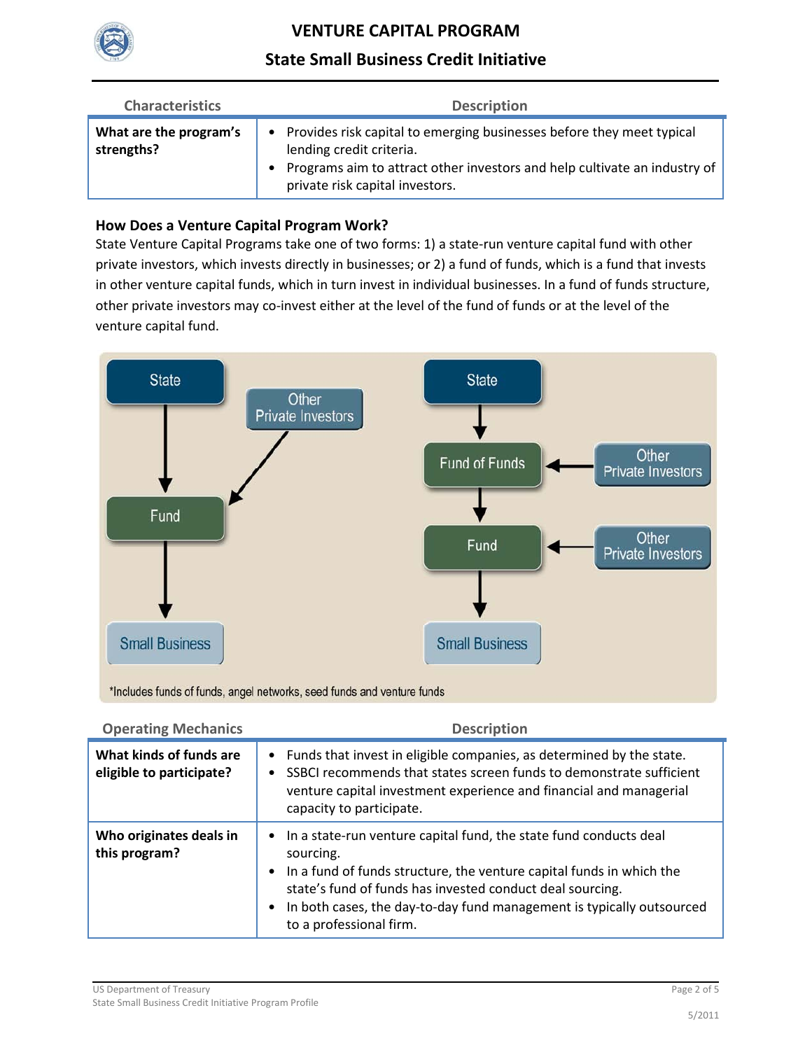| Characteristics | Description |
|---|---|
| **What are the program's strengths?** | • Provides risk capital to emerging businesses before they meet typical lending credit criteria.<br>• Programs aim to attract other investors and help cultivate an industry of private risk capital investors. |

### How Does a Venture Capital Program Work?

State Venture Capital Programs take one of two forms: 1) a state-run venture capital fund with other private investors, which invests directly in businesses; or 2) a fund of funds, which is a fund that invests in other venture capital funds, which in turn invest in individual businesses. In a fund of funds structure, other private investors may co-invest either at the level of the fund of funds or at the level of the venture capital fund.

*Includes funds of funds, angel networks, seed funds and venture funds

| Operating Mechanics | Description |
|---|---|
| **What kinds of funds are eligible to participate?** | • Funds that invest in eligible companies, as determined by the state.<br>• SSBCI recommends that states screen funds to demonstrate sufficient venture capital investment experience and financial and managerial capacity to participate. |
| **Who originates deals in this program?** | • In a state-run venture capital fund, the state fund conducts deal sourcing.<br>• In a fund of funds structure, the venture capital funds in which the state's fund of funds has invested conduct deal sourcing.<br>• In both cases, the day-to-day fund management is typically outsourced to a professional firm. |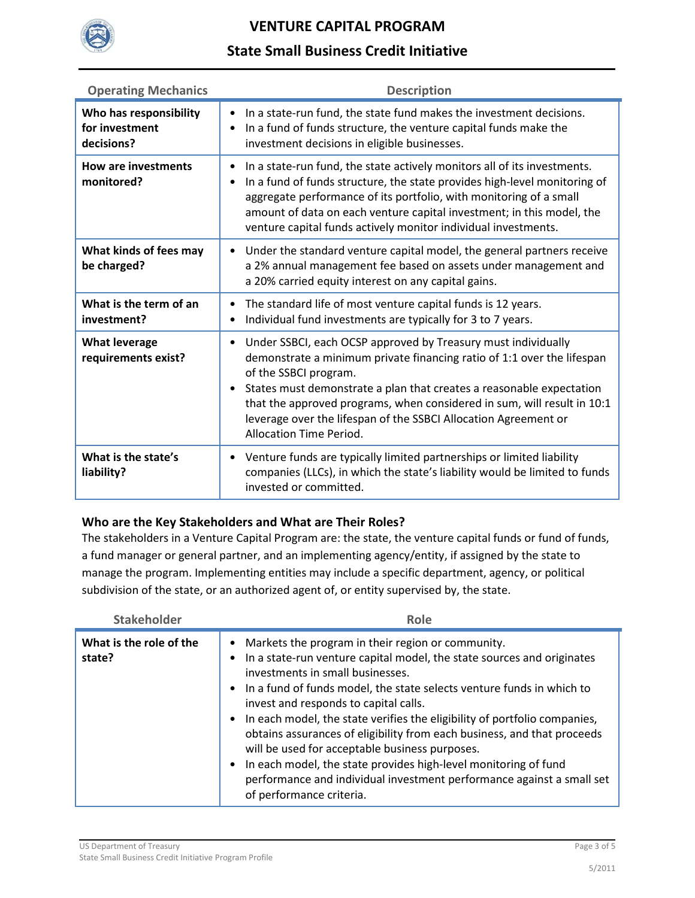| Operating Mechanics | Description |
|---|---|
| **Who has responsibility for investment decisions?** | • In a state-run fund, the state fund makes the investment decisions.<br>• In a fund of funds structure, the venture capital funds make the investment decisions in eligible businesses. |
| **How are investments monitored?** | • In a state-run fund, the state actively monitors all of its investments.<br>• In a fund of funds structure, the state provides high-level monitoring of aggregate performance of its portfolio, with monitoring of a small amount of data on each venture capital investment; in this model, the venture capital funds actively monitor individual investments. |
| **What kinds of fees may be charged?** | • Under the standard venture capital model, the general partners receive a 2% annual management fee based on assets under management and a 20% carried equity interest on any capital gains. |
| **What is the term of an investment?** | • The standard life of most venture capital funds is 12 years.<br>• Individual fund investments are typically for 3 to 7 years. |
| **What leverage requirements exist?** | • Under SSBCI, each OCSP approved by Treasury must individually demonstrate a minimum private financing ratio of 1:1 over the lifespan of the SSBCI program.<br>• States must demonstrate a plan that creates a reasonable expectation that the approved programs, when considered in sum, will result in 10:1 leverage over the lifespan of the SSBCI Allocation Agreement or Allocation Time Period. |
| **What is the state's liability?** | • Venture funds are typically limited partnerships or limited liability companies (LLCs), in which the state's liability would be limited to funds invested or committed. |

### Who are the Key Stakeholders and What are Their Roles?

The stakeholders in a Venture Capital Program are: the state, the venture capital funds or fund of funds, a fund manager or general partner, and an implementing agency/entity, if assigned by the state to manage the program. Implementing entities may include a specific department, agency, or political subdivision of the state, or an authorized agent of, or entity supervised by, the state.

| Stakeholder | Role |
|---|---|
| **What is the role of the state?** | • Markets the program in their region or community.<br>• In a state-run venture capital model, the state sources and originates investments in small businesses.<br>• In a fund of funds model, the state selects venture funds in which to invest and responds to capital calls.<br>• In each model, the state verifies the eligibility of portfolio companies, obtains assurances of eligibility from each business, and that proceeds will be used for acceptable business purposes.<br>• In each model, the state provides high-level monitoring of fund performance and individual investment performance against a small set of performance criteria. |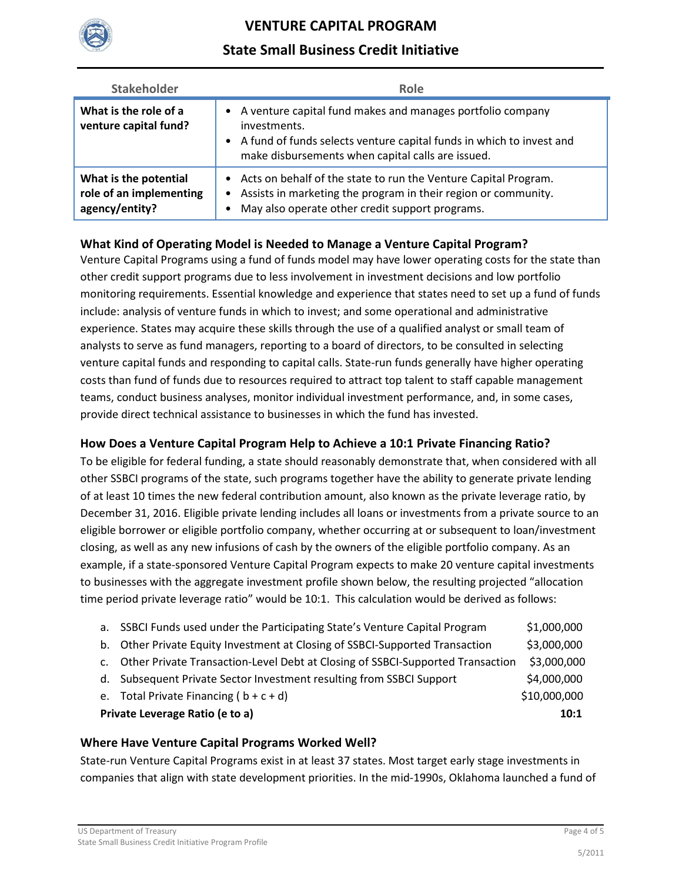| Stakeholder | Role |
|---|---|
| **What is the role of a venture capital fund?** | • A venture capital fund makes and manages portfolio company investments.<br>• A fund of funds selects venture capital funds in which to invest and make disbursements when capital calls are issued. |
| **What is the potential role of an implementing agency/entity?** | • Acts on behalf of the state to run the Venture Capital Program.<br>• Assists in marketing the program in their region or community.<br>• May also operate other credit support programs. |

### What Kind of Operating Model is Needed to Manage a Venture Capital Program?

Venture Capital Programs using a fund of funds model may have lower operating costs for the state than other credit support programs due to less involvement in investment decisions and low portfolio monitoring requirements. Essential knowledge and experience that states need to set up a fund of funds include: analysis of venture funds in which to invest; and some operational and administrative experience. States may acquire these skills through the use of a qualified analyst or small team of analysts to serve as fund managers, reporting to a board of directors, to be consulted in selecting venture capital funds and responding to capital calls. State-run funds generally have higher operating costs than fund of funds due to resources required to attract top talent to staff capable management teams, conduct business analyses, monitor individual investment performance, and, in some cases, provide direct technical assistance to businesses in which the fund has invested.

### How Does a Venture Capital Program Help to Achieve a 10:1 Private Financing Ratio?

To be eligible for federal funding, a state should reasonably demonstrate that, when considered with all other SSBCI programs of the state, such programs together have the ability to generate private lending of at least 10 times the new federal contribution amount, also known as the private leverage ratio, by December 31, 2016. Eligible private lending includes all loans or investments from a private source to an eligible borrower or eligible portfolio company, whether occurring at or subsequent to loan/investment closing, as well as any new infusions of cash by the owners of the eligible portfolio company. As an example, if a state-sponsored Venture Capital Program expects to make 20 venture capital investments to businesses with the aggregate investment profile shown below, the resulting projected "allocation time period private leverage ratio" would be 10:1. This calculation would be derived as follows:

| | |
|---|---|
| a. SSBCI Funds used under the Participating State's Venture Capital Program | $1,000,000 |
| b. Other Private Equity Investment at Closing of SSBCI-Supported Transaction | $3,000,000 |
| c. Other Private Transaction-Level Debt at Closing of SSBCI-Supported Transaction | $3,000,000 |
| d. Subsequent Private Sector Investment resulting from SSBCI Support | $4,000,000 |
| e. Total Private Financing ( b + c + d) | $10,000,000 |
| **Private Leverage Ratio (e to a)** | **10:1** |

### Where Have Venture Capital Programs Worked Well?

State-run Venture Capital Programs exist in at least 37 states. Most target early stage investments in companies that align with state development priorities. In the mid-1990s, Oklahoma launched a fund of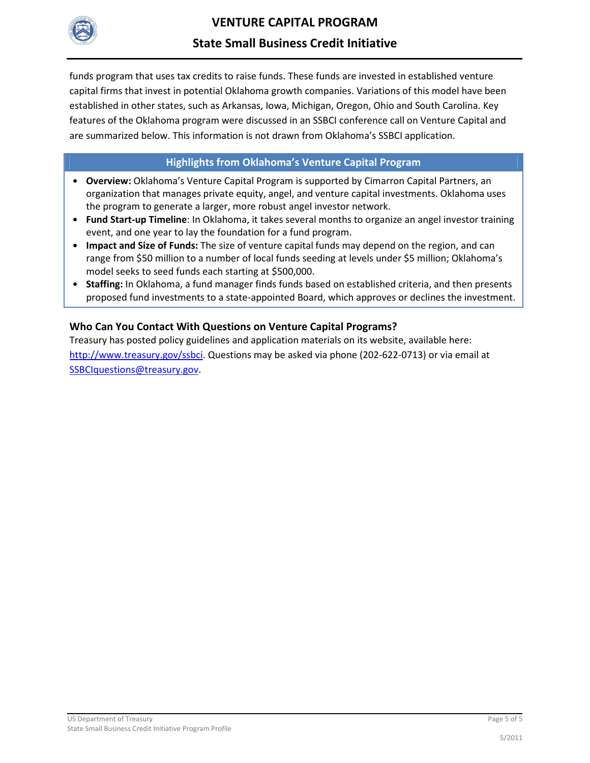funds program that uses tax credits to raise funds. These funds are invested in established venture capital firms that invest in potential Oklahoma growth companies. Variations of this model have been established in other states, such as Arkansas, Iowa, Michigan, Oregon, Ohio and South Carolina. Key features of the Oklahoma program were discussed in an SSBCI conference call on Venture Capital and are summarized below. This information is not drawn from Oklahoma's SSBCI application.

### Highlights from Oklahoma's Venture Capital Program

- **Overview:** Oklahoma's Venture Capital Program is supported by Cimarron Capital Partners, an organization that manages private equity, angel, and venture capital investments. Oklahoma uses the program to generate a larger, more robust angel investor network.
- **Fund Start-up Timeline**: In Oklahoma, it takes several months to organize an angel investor training event, and one year to lay the foundation for a fund program.
- **Impact and Size of Funds:** The size of venture capital funds may depend on the region, and can range from $50 million to a number of local funds seeding at levels under $5 million; Oklahoma's model seeks to seed funds each starting at $500,000.
- **Staffing:** In Oklahoma, a fund manager finds funds based on established criteria, and then presents proposed fund investments to a state-appointed Board, which approves or declines the investment.

### Who Can You Contact With Questions on Venture Capital Programs?

Treasury has posted policy guidelines and application materials on its website, available here: [http://www.treasury.gov/ssbci](http://www.treasury.gov/ssbci). Questions may be asked via phone (202-622-0713) or via email at [SSBCIquestions@treasury.gov](mailto:SSBCIquestions@treasury.gov).